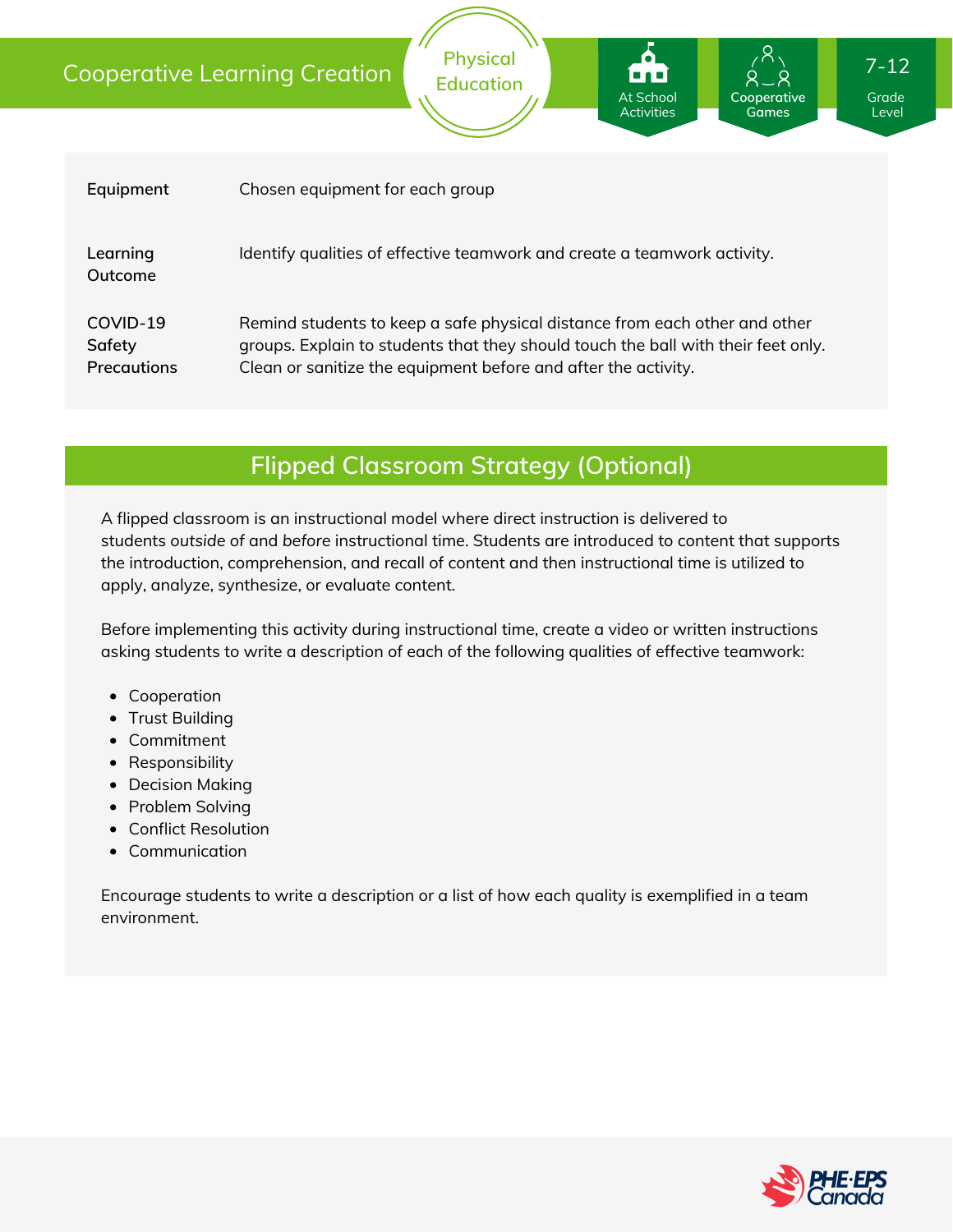# Cooperative Learning Creation

Physical Education

At School Activities | Cooperative Games | 7-12 Grade Level

| | |
|---|---|
| **Equipment** | Chosen equipment for each group |
| **Learning Outcome** | Identify qualities of effective teamwork and create a teamwork activity. |
| **COVID-19 Safety Precautions** | Remind students to keep a safe physical distance from each other and other groups. Explain to students that they should touch the ball with their feet only. Clean or sanitize the equipment before and after the activity. |

## Flipped Classroom Strategy (Optional)

A flipped classroom is an instructional model where direct instruction is delivered to students *outside* of and *before* instructional time. Students are introduced to content that supports the introduction, comprehension, and recall of content and then instructional time is utilized to apply, analyze, synthesize, or evaluate content.

Before implementing this activity during instructional time, create a video or written instructions asking students to write a description of each of the following qualities of effective teamwork:

- Cooperation
- Trust Building
- Commitment
- Responsibility
- Decision Making
- Problem Solving
- Conflict Resolution
- Communication

Encourage students to write a description or a list of how each quality is exemplified in a team environment.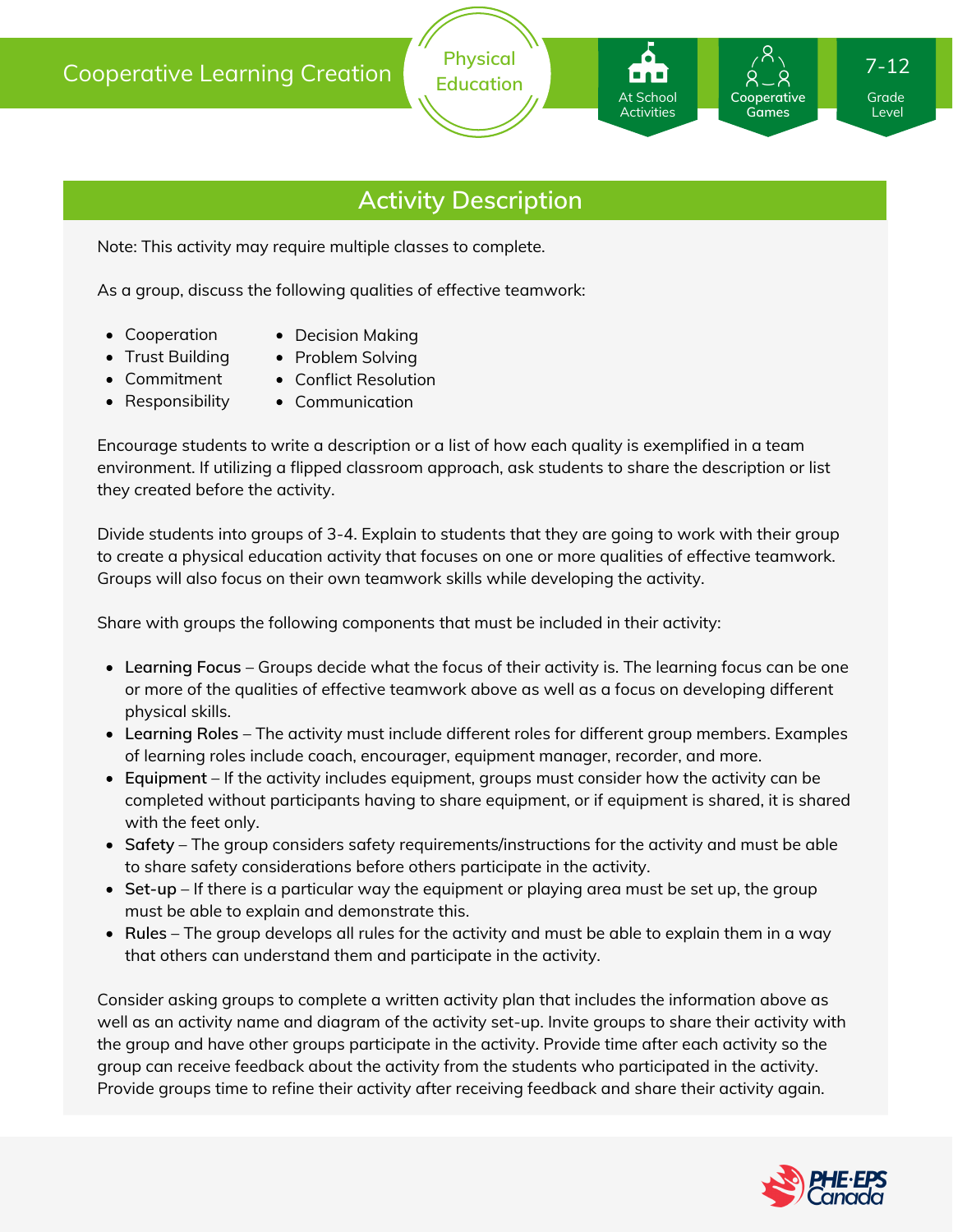## Activity Description

Note: This activity may require multiple classes to complete.

As a group, discuss the following qualities of effective teamwork:

- Cooperation
- Trust Building
- Commitment
- Responsibility
- Decision Making
- Problem Solving
- Conflict Resolution
- Communication

Encourage students to write a description or a list of how each quality is exemplified in a team environment. If utilizing a flipped classroom approach, ask students to share the description or list they created before the activity.

Divide students into groups of 3-4. Explain to students that they are going to work with their group to create a physical education activity that focuses on one or more qualities of effective teamwork. Groups will also focus on their own teamwork skills while developing the activity.

Share with groups the following components that must be included in their activity:

- **Learning Focus** – Groups decide what the focus of their activity is. The learning focus can be one or more of the qualities of effective teamwork above as well as a focus on developing different physical skills.
- **Learning Roles** – The activity must include different roles for different group members. Examples of learning roles include coach, encourager, equipment manager, recorder, and more.
- **Equipment** – If the activity includes equipment, groups must consider how the activity can be completed without participants having to share equipment, or if equipment is shared, it is shared with the feet only.
- **Safety** – The group considers safety requirements/instructions for the activity and must be able to share safety considerations before others participate in the activity.
- **Set-up** – If there is a particular way the equipment or playing area must be set up, the group must be able to explain and demonstrate this.
- **Rules** – The group develops all rules for the activity and must be able to explain them in a way that others can understand them and participate in the activity.

Consider asking groups to complete a written activity plan that includes the information above as well as an activity name and diagram of the activity set-up. Invite groups to share their activity with the group and have other groups participate in the activity. Provide time after each activity so the group can receive feedback about the activity from the students who participated in the activity. Provide groups time to refine their activity after receiving feedback and share their activity again.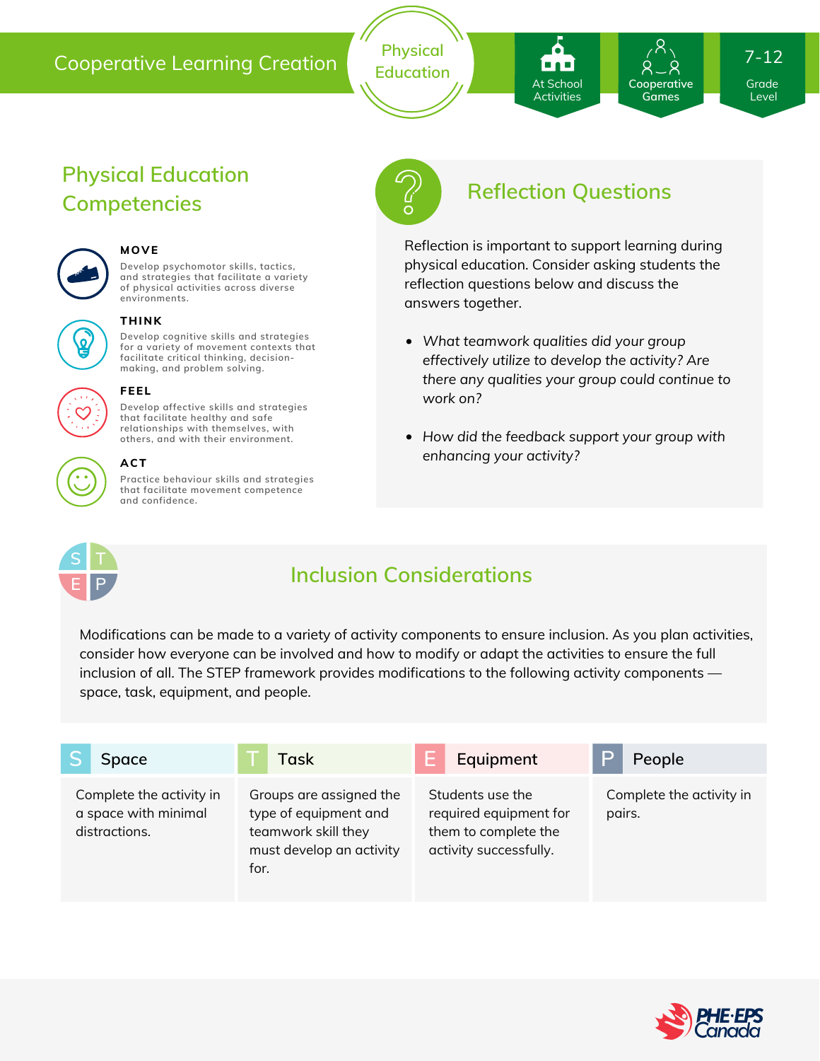Cooperative Learning Creation

Physical Education

At School Activities | Cooperative Games | 7-12 Grade Level

## Physical Education Competencies

**MOVE**

Develop psychomotor skills, tactics, and strategies that facilitate a variety of physical activities across diverse environments.

**THINK**

Develop cognitive skills and strategies for a variety of movement contexts that facilitate critical thinking, decision-making, and problem solving.

**FEEL**

Develop affective skills and strategies that facilitate healthy and safe relationships with themselves, with others, and with their environment.

**ACT**

Practice behaviour skills and strategies that facilitate movement competence and confidence.

## Reflection Questions

Reflection is important to support learning during physical education. Consider asking students the reflection questions below and discuss the answers together.

- *What teamwork qualities did your group effectively utilize to develop the activity? Are there any qualities your group could continue to work on?*
- *How did the feedback support your group with enhancing your activity?*

## Inclusion Considerations

Modifications can be made to a variety of activity components to ensure inclusion. As you plan activities, consider how everyone can be involved and how to modify or adapt the activities to ensure the full inclusion of all. The STEP framework provides modifications to the following activity components — space, task, equipment, and people.

| S Space | T Task | E Equipment | P People |
|---|---|---|---|
| Complete the activity in a space with minimal distractions. | Groups are assigned the type of equipment and teamwork skill they must develop an activity for. | Students use the required equipment for them to complete the activity successfully. | Complete the activity in pairs. |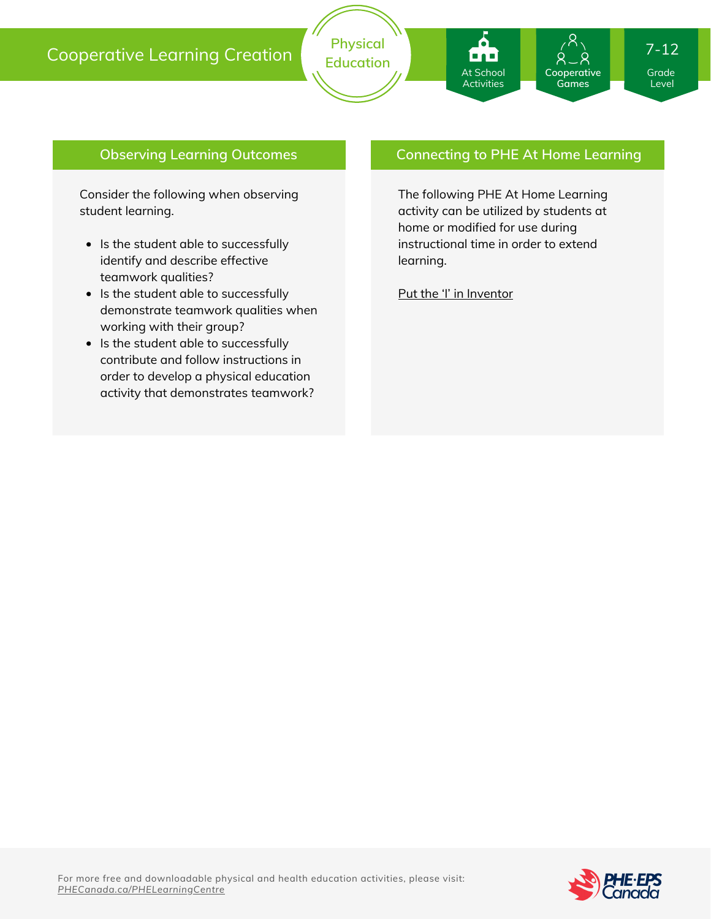## Observing Learning Outcomes

Consider the following when observing student learning.

- Is the student able to successfully identify and describe effective teamwork qualities?
- Is the student able to successfully demonstrate teamwork qualities when working with their group?
- Is the student able to successfully contribute and follow instructions in order to develop a physical education activity that demonstrates teamwork?

## Connecting to PHE At Home Learning

The following PHE At Home Learning activity can be utilized by students at home or modified for use during instructional time in order to extend learning.

Put the 'I' in Inventor

For more free and downloadable physical and health education activities, please visit: *PHECanada.ca/PHELearningCentre*